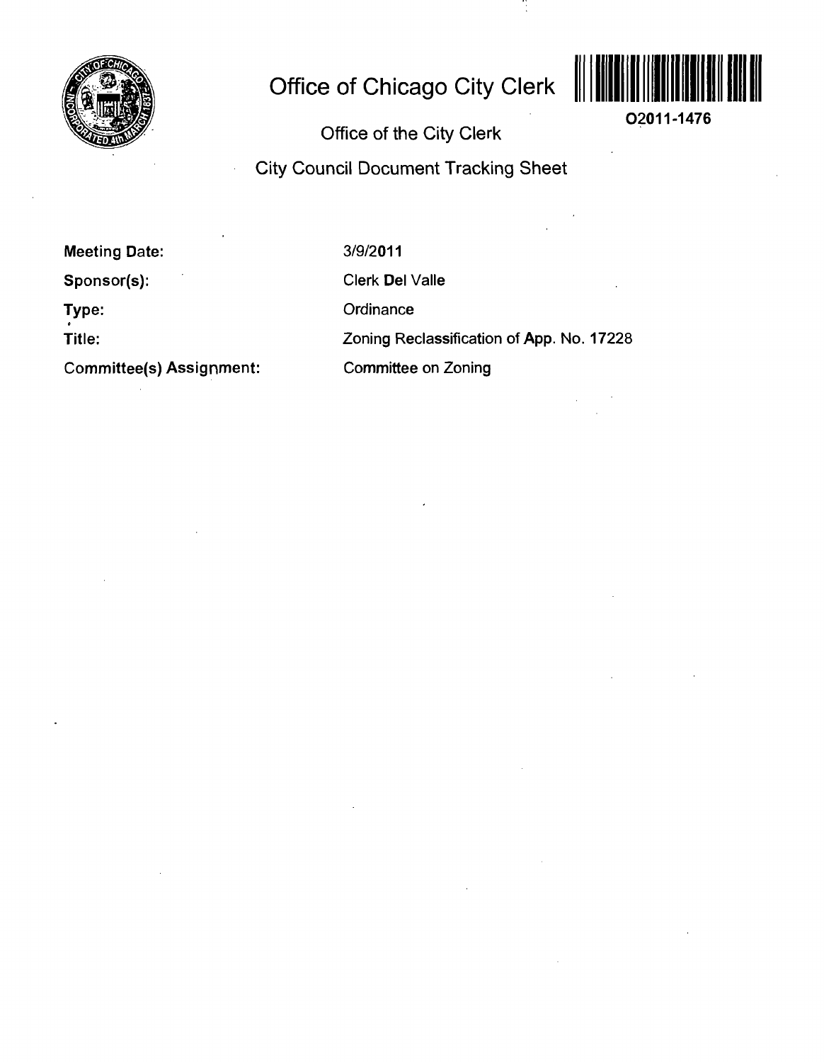# Office of Chicago City Clerk

O2011-1476

## Office of the City Clerk

## City Council Document Tracking Sheet

**Meeting Date:** 3/9/2011

**Sponsor(s):** Clerk Del Valle

**Type:** Ordinance

**Title:** Zoning Reclassification of App. No. 17228

**Committee(s) Assignment:** Committee on Zoning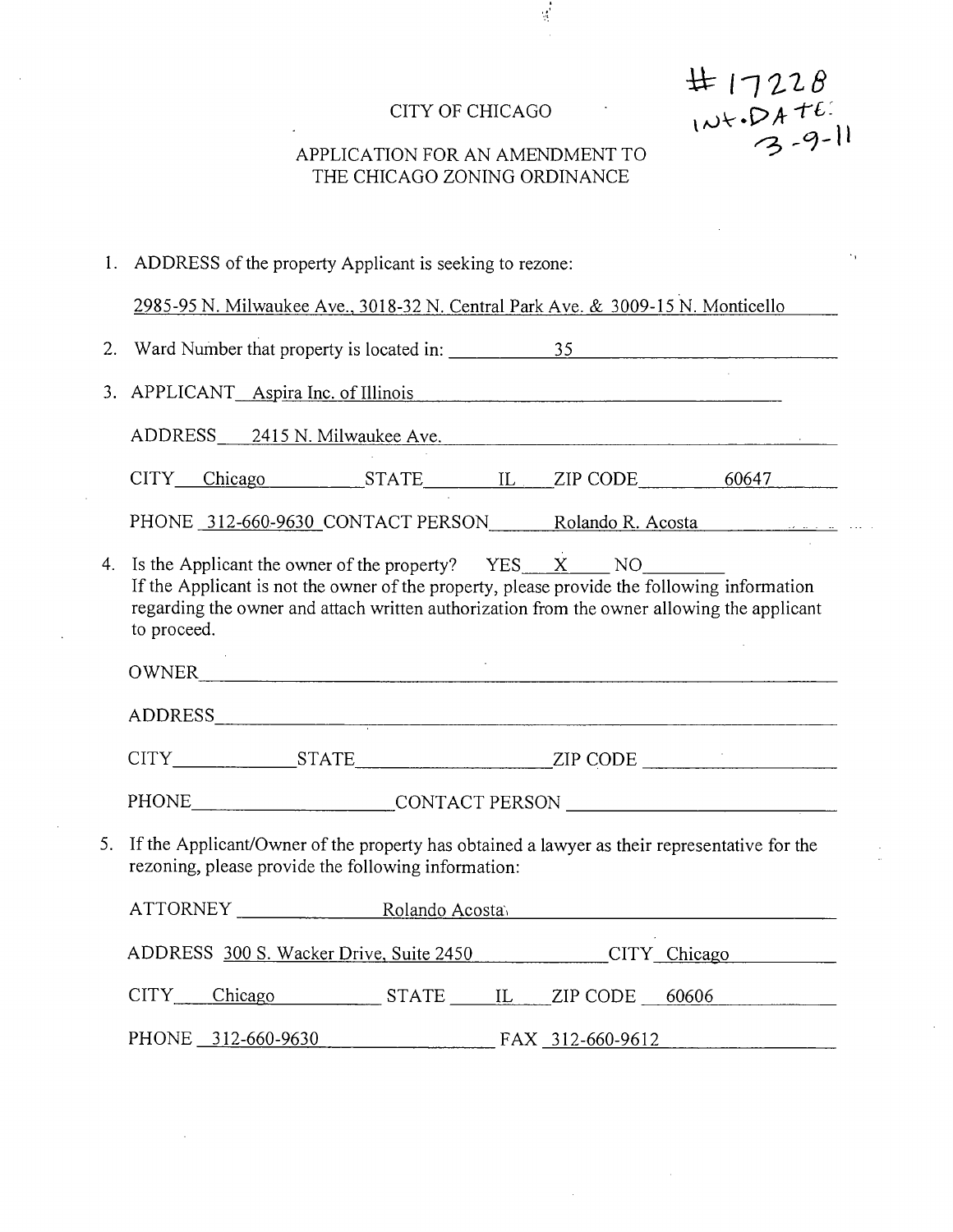#17228
INT. DATE: 3-9-11

CITY OF CHICAGO

APPLICATION FOR AN AMENDMENT TO THE CHICAGO ZONING ORDINANCE

1. ADDRESS of the property Applicant is seeking to rezone:

   2985-95 N. Milwaukee Ave., 3018-32 N. Central Park Ave. & 3009-15 N. Monticello

2. Ward Number that property is located in: 35

3. APPLICANT Aspira Inc. of Illinois

   ADDRESS 2415 N. Milwaukee Ave.

   CITY Chicago STATE IL ZIP CODE 60647

   PHONE 312-660-9630 CONTACT PERSON Rolando R. Acosta

4. Is the Applicant the owner of the property? YES X NO ____
   If the Applicant is not the owner of the property, please provide the following information regarding the owner and attach written authorization from the owner allowing the applicant to proceed.

   OWNER ____________________

   ADDRESS ____________________

   CITY ________ STATE ________ ZIP CODE ________

   PHONE ________ CONTACT PERSON ________

5. If the Applicant/Owner of the property has obtained a lawyer as their representative for the rezoning, please provide the following information:

   ATTORNEY Rolando Acosta

   ADDRESS 300 S. Wacker Drive, Suite 2450 CITY Chicago

   CITY Chicago STATE IL ZIP CODE 60606

   PHONE 312-660-9630 FAX 312-660-9612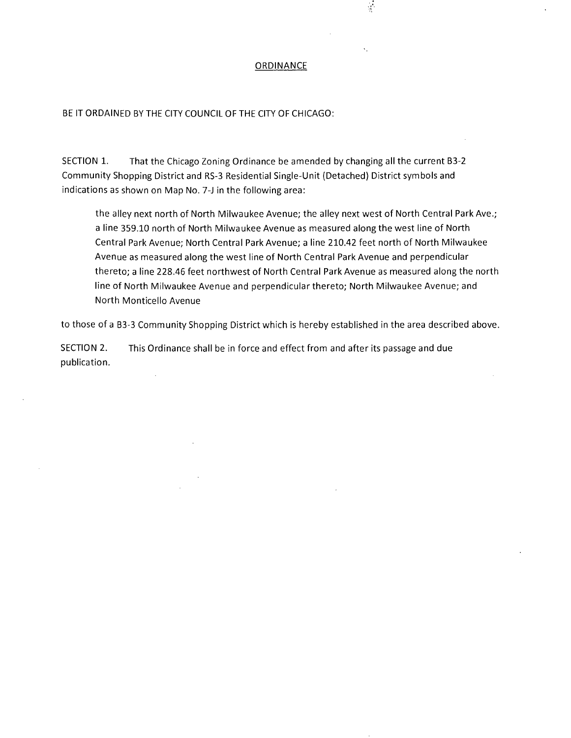# ORDINANCE

BE IT ORDAINED BY THE CITY COUNCIL OF THE CITY OF CHICAGO:

SECTION 1. That the Chicago Zoning Ordinance be amended by changing all the current B3-2 Community Shopping District and RS-3 Residential Single-Unit (Detached) District symbols and indications as shown on Map No. 7-J in the following area:

> the alley next north of North Milwaukee Avenue; the alley next west of North Central Park Ave.; a line 359.10 north of North Milwaukee Avenue as measured along the west line of North Central Park Avenue; North Central Park Avenue; a line 210.42 feet north of North Milwaukee Avenue as measured along the west line of North Central Park Avenue and perpendicular thereto; a line 228.46 feet northwest of North Central Park Avenue as measured along the north line of North Milwaukee Avenue and perpendicular thereto; North Milwaukee Avenue; and North Monticello Avenue

to those of a B3-3 Community Shopping District which is hereby established in the area described above.

SECTION 2. This Ordinance shall be in force and effect from and after its passage and due publication.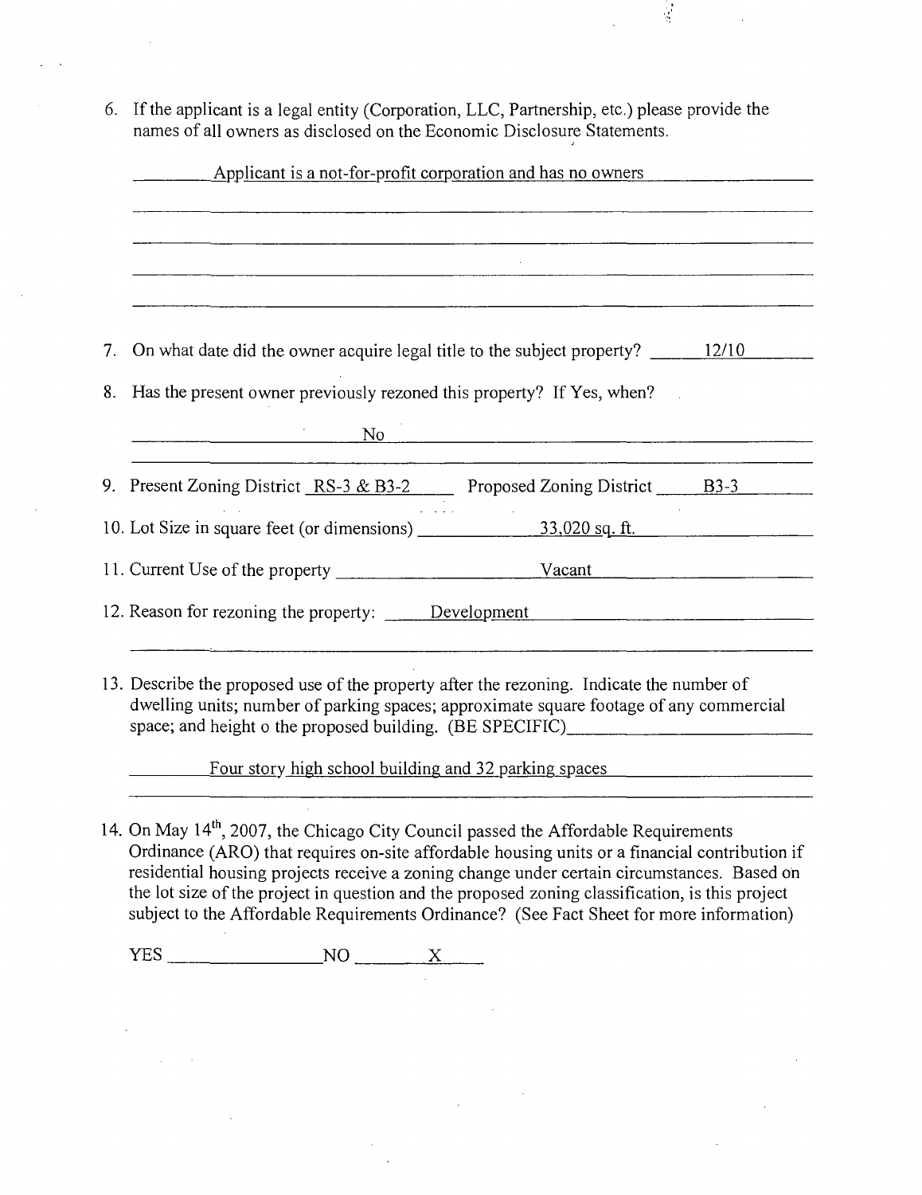6. If the applicant is a legal entity (Corporation, LLC, Partnership, etc.) please provide the names of all owners as disclosed on the Economic Disclosure Statements.

   Applicant is a not-for-profit corporation and has no owners

7. On what date did the owner acquire legal title to the subject property? 12/10

8. Has the present owner previously rezoned this property? If Yes, when?

   No

9. Present Zoning District RS-3 & B3-2 Proposed Zoning District B3-3

10. Lot Size in square feet (or dimensions) 33,020 sq. ft.

11. Current Use of the property Vacant

12. Reason for rezoning the property: Development

13. Describe the proposed use of the property after the rezoning. Indicate the number of dwelling units; number of parking spaces; approximate square footage of any commercial space; and height o the proposed building. (BE SPECIFIC)

    Four story high school building and 32 parking spaces

14. On May 14th, 2007, the Chicago City Council passed the Affordable Requirements Ordinance (ARO) that requires on-site affordable housing units or a financial contribution if residential housing projects receive a zoning change under certain circumstances. Based on the lot size of the project in question and the proposed zoning classification, is this project subject to the Affordable Requirements Ordinance? (See Fact Sheet for more information)

    YES \_\_\_\_\_\_\_\_ NO X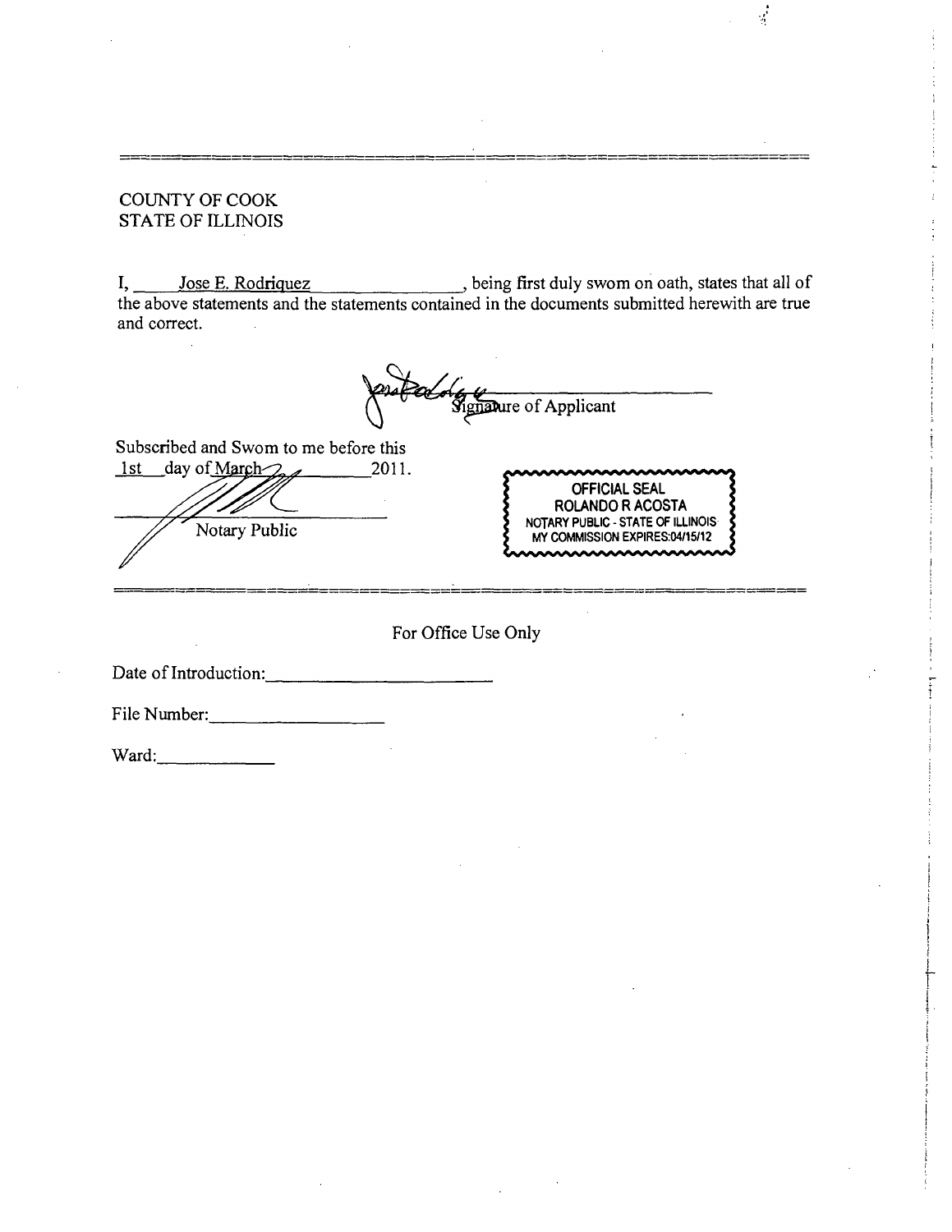---

COUNTY OF COOK
STATE OF ILLINOIS

I, Jose E. Rodriquez, being first duly swom on oath, states that all of the above statements and the statements contained in the documents submitted herewith are true and correct.

Signature of Applicant

Subscribed and Swom to me before this 1st day of March 2011.

Notary Public

OFFICIAL SEAL
ROLANDO R ACOSTA
NOTARY PUBLIC - STATE OF ILLINOIS
MY COMMISSION EXPIRES:04/15/12

---

For Office Use Only

Date of Introduction:\_\_\_\_\_\_\_\_\_\_\_\_\_\_\_\_\_\_\_\_\_\_\_\_

File Number:\_\_\_\_\_\_\_\_\_\_\_\_\_\_\_\_\_\_

Ward:\_\_\_\_\_\_\_\_\_\_\_\_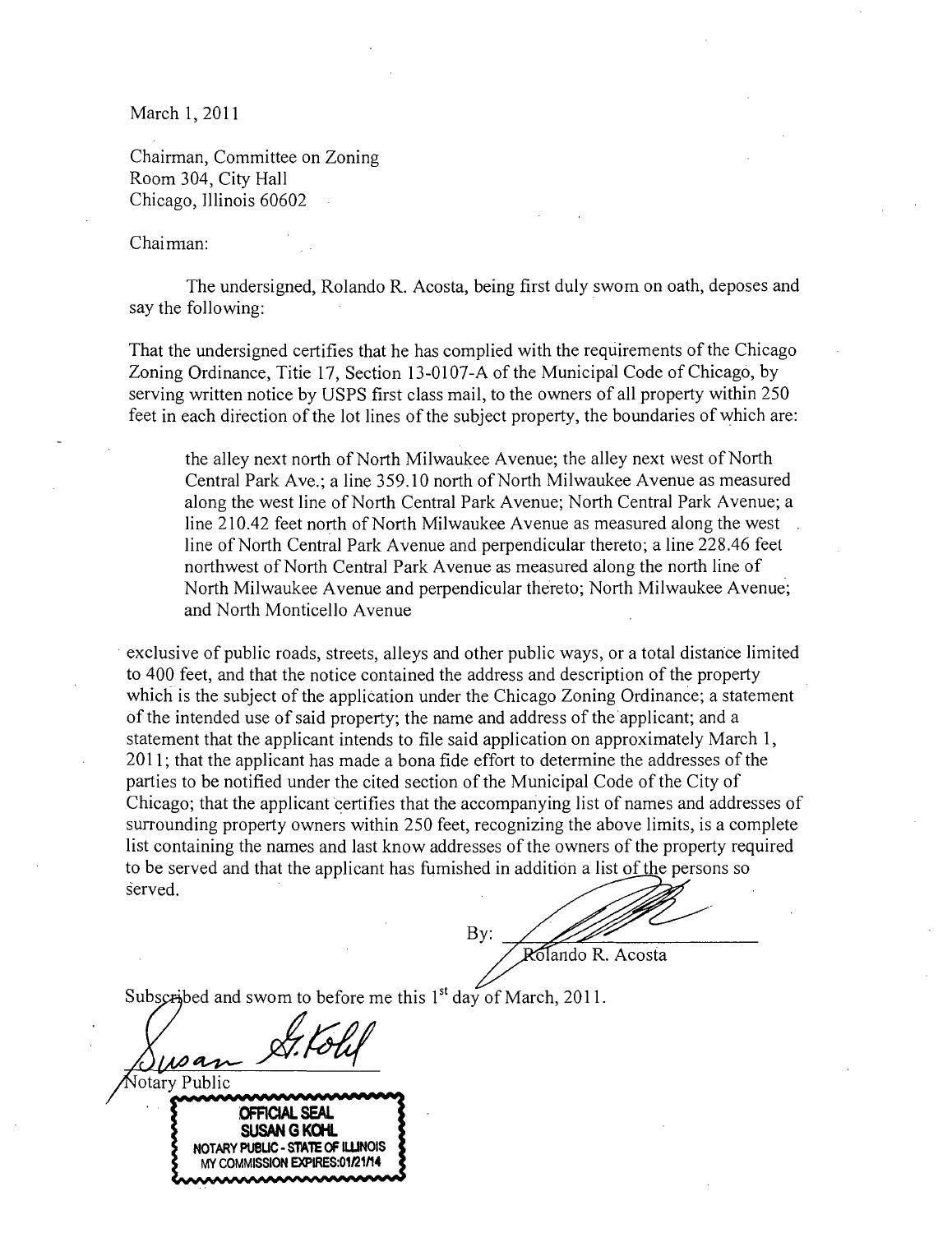March 1, 2011

Chairman, Committee on Zoning
Room 304, City Hall
Chicago, Illinois 60602

Chairman:

The undersigned, Rolando R. Acosta, being first duly swom on oath, deposes and say the following:

That the undersigned certifies that he has complied with the requirements of the Chicago Zoning Ordinance, Titie 17, Section 13-0107-A of the Municipal Code of Chicago, by serving written notice by USPS first class mail, to the owners of all property within 250 feet in each direction of the lot lines of the subject property, the boundaries of which are:

> the alley next north of North Milwaukee Avenue; the alley next west of North Central Park Ave.; a line 359.10 north of North Milwaukee Avenue as measured along the west line of North Central Park Avenue; North Central Park Avenue; a line 210.42 feet north of North Milwaukee Avenue as measured along the west line of North Central Park Avenue and perpendicular thereto; a line 228.46 feet northwest of North Central Park Avenue as measured along the north line of North Milwaukee Avenue and perpendicular thereto; North Milwaukee Avenue; and North Monticello Avenue

exclusive of public roads, streets, alleys and other public ways, or a total distance limited to 400 feet, and that the notice contained the address and description of the property which is the subject of the application under the Chicago Zoning Ordinance; a statement of the intended use of said property; the name and address of the applicant; and a statement that the applicant intends to file said application on approximately March 1, 2011; that the applicant has made a bona fide effort to determine the addresses of the parties to be notified under the cited section of the Municipal Code of the City of Chicago; that the applicant certifies that the accompanying list of names and addresses of surrounding property owners within 250 feet, recognizing the above limits, is a complete list containing the names and last know addresses of the owners of the property required to be served and that the applicant has fumished in addition a list of the persons so served.

By: ______________________
Rolando R. Acosta

Subscribed and swom to before me this 1st day of March, 2011.

Susan G. Kohl
Notary Public

OFFICIAL SEAL
SUSAN G KOHL
NOTARY PUBLIC - STATE OF ILLINOIS
MY COMMISSION EXPIRES:01/21/14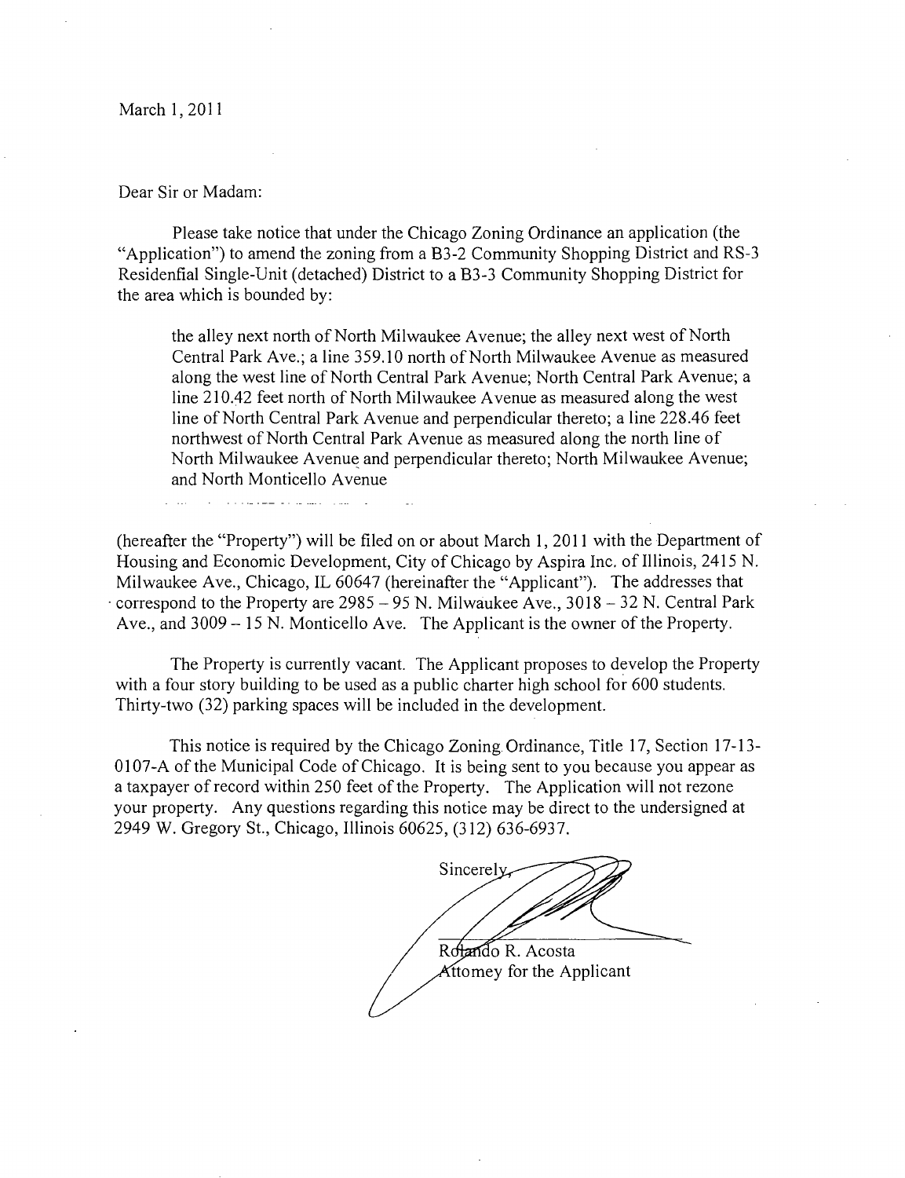March 1, 2011

Dear Sir or Madam:

Please take notice that under the Chicago Zoning Ordinance an application (the "Application") to amend the zoning from a B3-2 Community Shopping District and RS-3 Residential Single-Unit (detached) District to a B3-3 Community Shopping District for the area which is bounded by:

> the alley next north of North Milwaukee Avenue; the alley next west of North Central Park Ave.; a line 359.10 north of North Milwaukee Avenue as measured along the west line of North Central Park Avenue; North Central Park Avenue; a line 210.42 feet north of North Milwaukee Avenue as measured along the west line of North Central Park Avenue and perpendicular thereto; a line 228.46 feet northwest of North Central Park Avenue as measured along the north line of North Milwaukee Avenue and perpendicular thereto; North Milwaukee Avenue; and North Monticello Avenue

(hereafter the "Property") will be filed on or about March 1, 2011 with the Department of Housing and Economic Development, City of Chicago by Aspira Inc. of Illinois, 2415 N. Milwaukee Ave., Chicago, IL 60647 (hereinafter the "Applicant"). The addresses that correspond to the Property are 2985 – 95 N. Milwaukee Ave., 3018 – 32 N. Central Park Ave., and 3009 – 15 N. Monticello Ave. The Applicant is the owner of the Property.

The Property is currently vacant. The Applicant proposes to develop the Property with a four story building to be used as a public charter high school for 600 students. Thirty-two (32) parking spaces will be included in the development.

This notice is required by the Chicago Zoning Ordinance, Title 17, Section 17-13-0107-A of the Municipal Code of Chicago. It is being sent to you because you appear as a taxpayer of record within 250 feet of the Property. The Application will not rezone your property. Any questions regarding this notice may be direct to the undersigned at 2949 W. Gregory St., Chicago, Illinois 60625, (312) 636-6937.

Sincerely,

Rolando R. Acosta
Attorney for the Applicant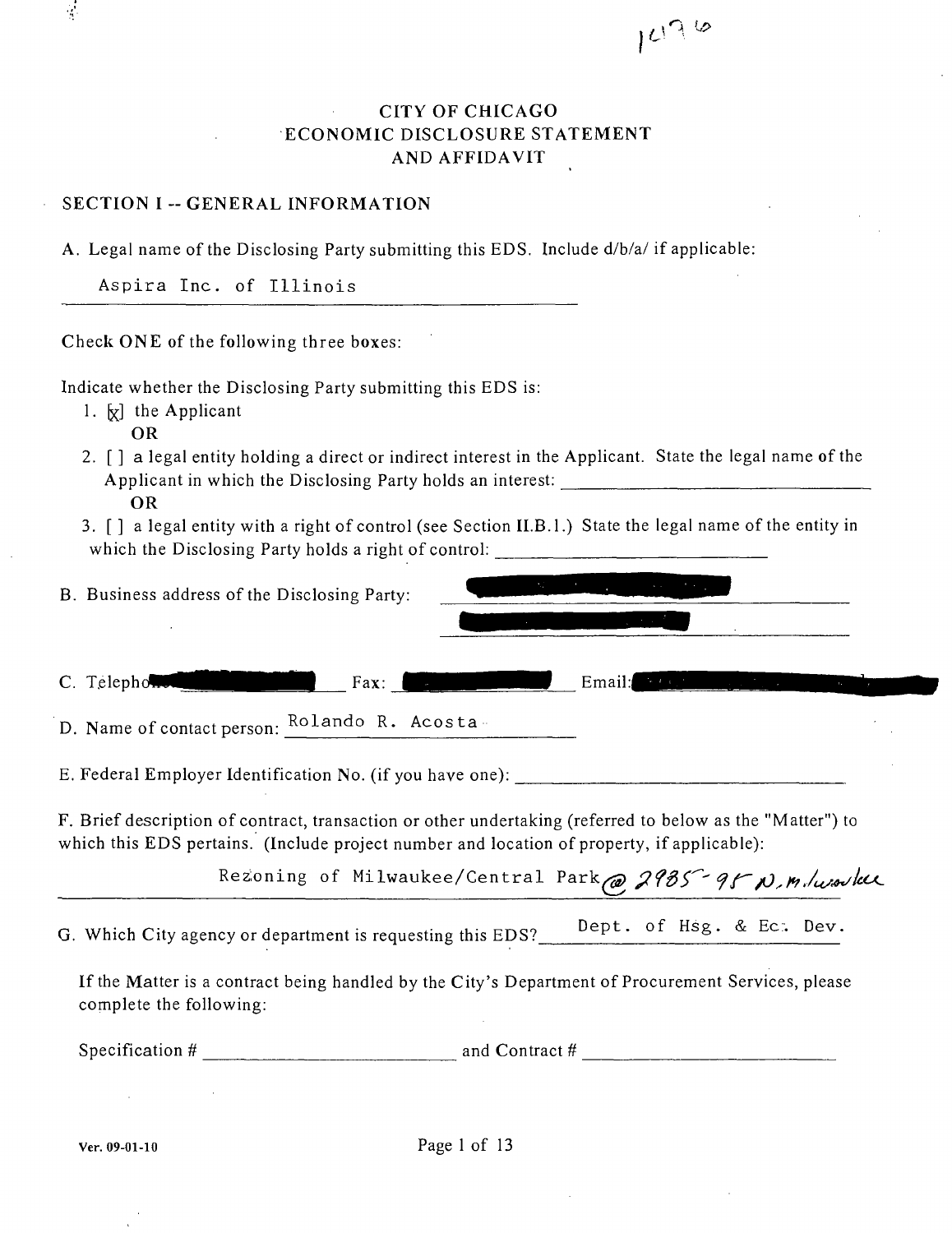1196

# CITY OF CHICAGO
# ECONOMIC DISCLOSURE STATEMENT
# AND AFFIDAVIT

## SECTION I -- GENERAL INFORMATION

A. Legal name of the Disclosing Party submitting this EDS. Include d/b/a/ if applicable:

Aspira Inc. of Illinois

Check ONE of the following three boxes:

Indicate whether the Disclosing Party submitting this EDS is:

1. [x] the Applicant
   **OR**
2. [ ] a legal entity holding a direct or indirect interest in the Applicant. State the legal name of the Applicant in which the Disclosing Party holds an interest: ____________
   **OR**
3. [ ] a legal entity with a right of control (see Section II.B.1.) State the legal name of the entity in which the Disclosing Party holds a right of control: ____________

B. Business address of the Disclosing Party: [REDACTED]

C. Telephone: [REDACTED] Fax: [REDACTED] Email: [REDACTED]

D. Name of contact person: Rolando R. Acosta

E. Federal Employer Identification No. (if you have one): ____________

F. Brief description of contract, transaction or other undertaking (referred to below as the "Matter") to which this EDS pertains. (Include project number and location of property, if applicable):

Rezoning of Milwaukee/Central Park @ 2985-95 N. Milwaukee

G. Which City agency or department is requesting this EDS? Dept. of Hsg. & Ec. Dev.

If the Matter is a contract being handled by the City's Department of Procurement Services, please complete the following:

Specification # ____________ and Contract # ____________

Ver. 09-01-10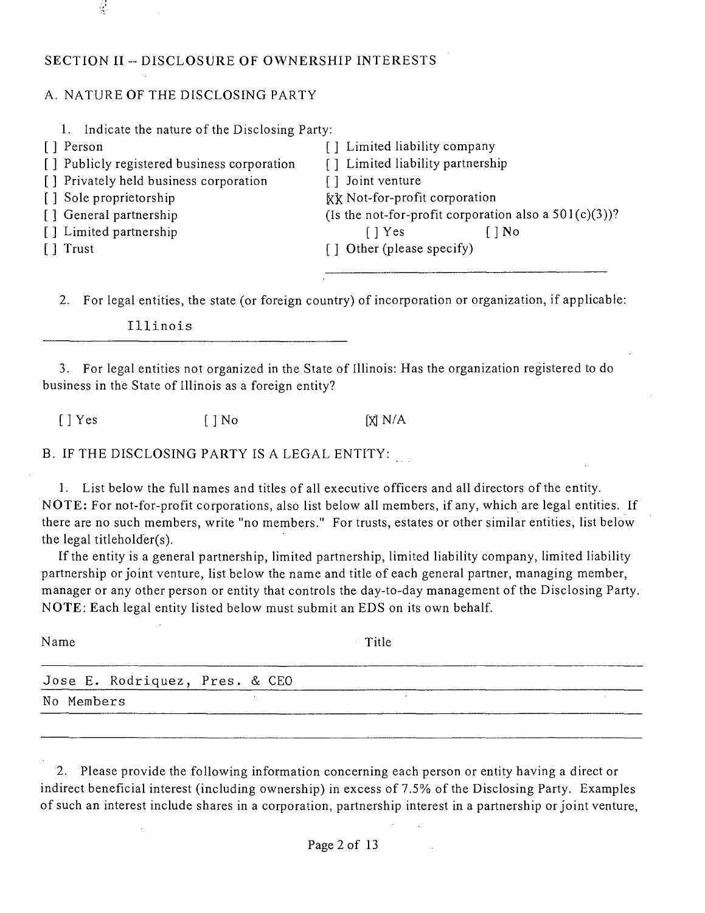## SECTION II -- DISCLOSURE OF OWNERSHIP INTERESTS

### A. NATURE OF THE DISCLOSING PARTY

1. Indicate the nature of the Disclosing Party:

[ ] Person
[ ] Publicly registered business corporation
[ ] Privately held business corporation
[ ] Sole proprietorship
[ ] General partnership
[ ] Limited partnership
[ ] Trust
[ ] Limited liability company
[ ] Limited liability partnership
[ ] Joint venture
[X] Not-for-profit corporation
(Is the not-for-profit corporation also a 501(c)(3))?
[ ] Yes [ ] No
[ ] Other (please specify)

2. For legal entities, the state (or foreign country) of incorporation or organization, if applicable:

Illinois

3. For legal entities not organized in the State of Illinois: Has the organization registered to do business in the State of Illinois as a foreign entity?

[ ] Yes [ ] No [X] N/A

### B. IF THE DISCLOSING PARTY IS A LEGAL ENTITY:

1. List below the full names and titles of all executive officers and all directors of the entity. **NOTE:** For not-for-profit corporations, also list below all members, if any, which are legal entities. If there are no such members, write "no members." For trusts, estates or other similar entities, list below the legal titleholder(s).

If the entity is a general partnership, limited partnership, limited liability company, limited liability partnership or joint venture, list below the name and title of each general partner, managing member, manager or any other person or entity that controls the day-to-day management of the Disclosing Party. **NOTE:** Each legal entity listed below must submit an EDS on its own behalf.

| Name | Title |
|---|---|
| Jose E. Rodriquez, Pres. & CEO | |
| No Members | |

2. Please provide the following information concerning each person or entity having a direct or indirect beneficial interest (including ownership) in excess of 7.5% of the Disclosing Party. Examples of such an interest include shares in a corporation, partnership interest in a partnership or joint venture,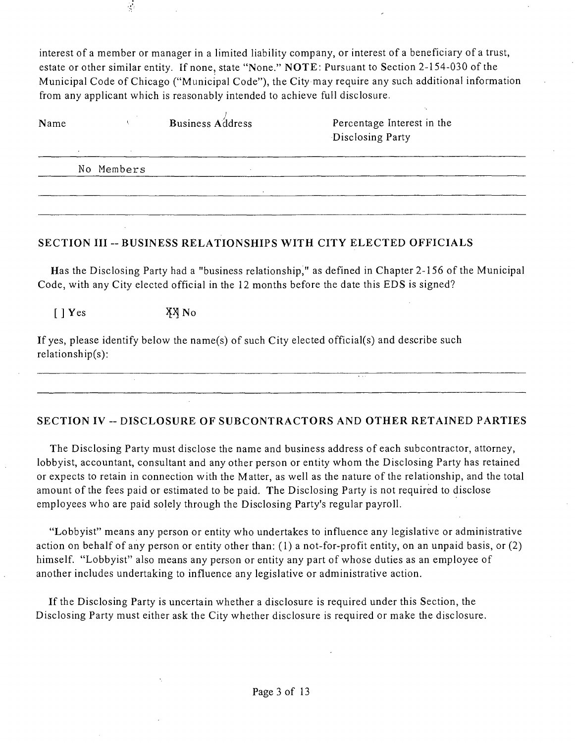interest of a member or manager in a limited liability company, or interest of a beneficiary of a trust, estate or other similar entity. If none, state "None." **NOTE**: Pursuant to Section 2-154-030 of the Municipal Code of Chicago ("Municipal Code"), the City may require any such additional information from any applicant which is reasonably intended to achieve full disclosure.

| Name | Business Address | Percentage Interest in the Disclosing Party |
|---|---|---|
| No Members | | |
| | | |
| | | |

## SECTION III -- BUSINESS RELATIONSHIPS WITH CITY ELECTED OFFICIALS

Has the Disclosing Party had a "business relationship," as defined in Chapter 2-156 of the Municipal Code, with any City elected official in the 12 months before the date this EDS is signed?

[ ] Yes [XX] No

If yes, please identify below the name(s) of such City elected official(s) and describe such relationship(s):

## SECTION IV -- DISCLOSURE OF SUBCONTRACTORS AND OTHER RETAINED PARTIES

The Disclosing Party must disclose the name and business address of each subcontractor, attorney, lobbyist, accountant, consultant and any other person or entity whom the Disclosing Party has retained or expects to retain in connection with the Matter, as well as the nature of the relationship, and the total amount of the fees paid or estimated to be paid. The Disclosing Party is not required to disclose employees who are paid solely through the Disclosing Party's regular payroll.

"Lobbyist" means any person or entity who undertakes to influence any legislative or administrative action on behalf of any person or entity other than: (1) a not-for-profit entity, on an unpaid basis, or (2) himself. "Lobbyist" also means any person or entity any part of whose duties as an employee of another includes undertaking to influence any legislative or administrative action.

If the Disclosing Party is uncertain whether a disclosure is required under this Section, the Disclosing Party must either ask the City whether disclosure is required or make the disclosure.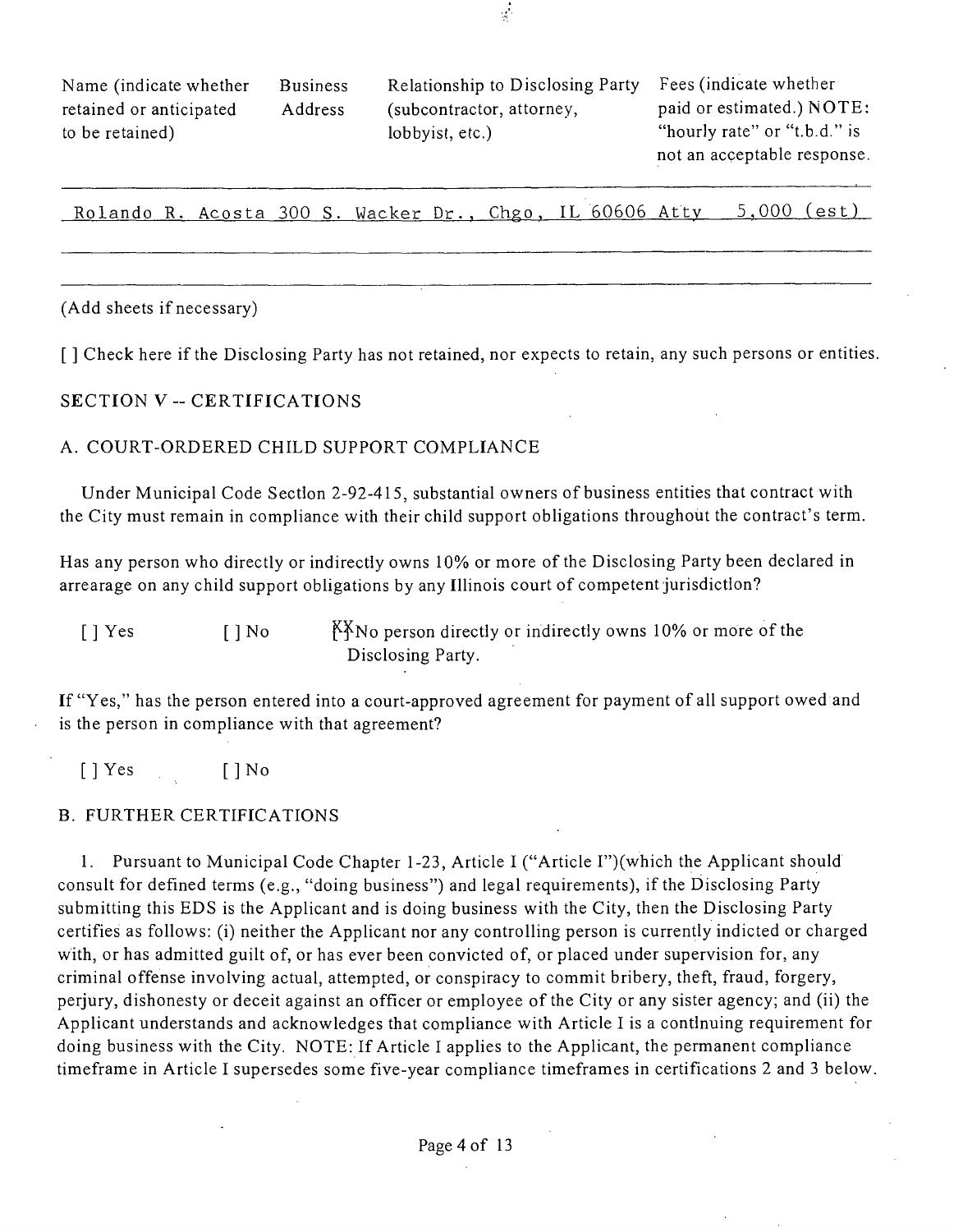| Name (indicate whether retained or anticipated to be retained) | Business Address | Relationship to Disclosing Party (subcontractor, attorney, lobbyist, etc.) | Fees (indicate whether paid or estimated.) NOTE: "hourly rate" or "t.b.d." is not an acceptable response. |
|---|---|---|---|
| Rolando R. Acosta | 300 S. Wacker Dr., Chgo, IL 60606 | Atty | 5,000 (est) |
| | | | |
| | | | |

(Add sheets if necessary)

[ ] Check here if the Disclosing Party has not retained, nor expects to retain, any such persons or entities.

## SECTION V -- CERTIFICATIONS

### A. COURT-ORDERED CHILD SUPPORT COMPLIANCE

Under Municipal Code Section 2-92-415, substantial owners of business entities that contract with the City must remain in compliance with their child support obligations throughout the contract's term.

Has any person who directly or indirectly owns 10% or more of the Disclosing Party been declared in arrearage on any child support obligations by any Illinois court of competent jurisdiction?

[ ] Yes [ ] No [XX] No person directly or indirectly owns 10% or more of the Disclosing Party.

If "Yes," has the person entered into a court-approved agreement for payment of all support owed and is the person in compliance with that agreement?

[ ] Yes [ ] No

### B. FURTHER CERTIFICATIONS

1. Pursuant to Municipal Code Chapter 1-23, Article I ("Article I")(which the Applicant should consult for defined terms (e.g., "doing business") and legal requirements), if the Disclosing Party submitting this EDS is the Applicant and is doing business with the City, then the Disclosing Party certifies as follows: (i) neither the Applicant nor any controlling person is currently indicted or charged with, or has admitted guilt of, or has ever been convicted of, or placed under supervision for, any criminal offense involving actual, attempted, or conspiracy to commit bribery, theft, fraud, forgery, perjury, dishonesty or deceit against an officer or employee of the City or any sister agency; and (ii) the Applicant understands and acknowledges that compliance with Article I is a continuing requirement for doing business with the City. NOTE: If Article I applies to the Applicant, the permanent compliance timeframe in Article I supersedes some five-year compliance timeframes in certifications 2 and 3 below.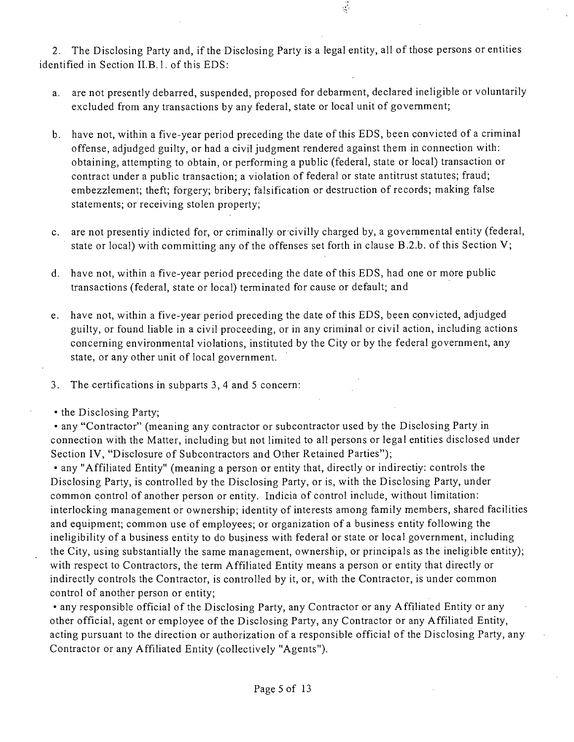2. The Disclosing Party and, if the Disclosing Party is a legal entity, all of those persons or entities identified in Section II.B.1. of this EDS:

a. are not presently debarred, suspended, proposed for debarment, declared ineligible or voluntarily excluded from any transactions by any federal, state or local unit of government;

b. have not, within a five-year period preceding the date of this EDS, been convicted of a criminal offense, adjudged guilty, or had a civil judgment rendered against them in connection with: obtaining, attempting to obtain, or performing a public (federal, state or local) transaction or contract under a public transaction; a violation of federal or state antitrust statutes; fraud; embezzlement; theft; forgery; bribery; falsification or destruction of records; making false statements; or receiving stolen property;

c. are not presentiy indicted for, or criminally or civilly charged by, a governmental entity (federal, state or local) with committing any of the offenses set forth in clause B.2.b. of this Section V;

d. have not, within a five-year period preceding the date of this EDS, had one or more public transactions (federal, state or local) terminated for cause or default; and

e. have not, within a five-year period preceding the date of this EDS, been convicted, adjudged guilty, or found liable in a civil proceeding, or in any criminal or civil action, including actions concerning environmental violations, instituted by the City or by the federal government, any state, or any other unit of local government.

3. The certifications in subparts 3, 4 and 5 concern:

• the Disclosing Party;

• any "Contractor" (meaning any contractor or subcontractor used by the Disclosing Party in connection with the Matter, including but not limited to all persons or legal entities disclosed under Section IV, "Disclosure of Subcontractors and Other Retained Parties");

• any "Affiliated Entity" (meaning a person or entity that, directly or indirectiy: controls the Disclosing Party, is controlled by the Disclosing Party, or is, with the Disclosing Party, under common control of another person or entity. Indicia of control include, without limitation: interlocking management or ownership; identity of interests among family members, shared facilities and equipment; common use of employees; or organization of a business entity following the ineligibility of a business entity to do business with federal or state or local government, including the City, using substantially the same management, ownership, or principals as the ineligible entity); with respect to Contractors, the term Affiliated Entity means a person or entity that directly or indirectly controls the Contractor, is controlled by it, or, with the Contractor, is under common control of another person or entity;

• any responsible official of the Disclosing Party, any Contractor or any Affiliated Entity or any other official, agent or employee of the Disclosing Party, any Contractor or any Affiliated Entity, acting pursuant to the direction or authorization of a responsible official of the Disclosing Party, any Contractor or any Affiliated Entity (collectively "Agents").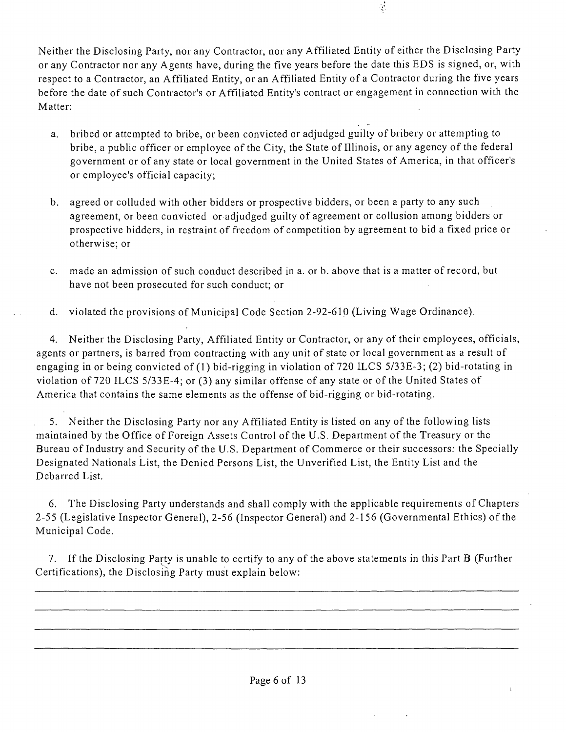Neither the Disclosing Party, nor any Contractor, nor any Affiliated Entity of either the Disclosing Party or any Contractor nor any Agents have, during the five years before the date this EDS is signed, or, with respect to a Contractor, an Affiliated Entity, or an Affiliated Entity of a Contractor during the five years before the date of such Contractor's or Affiliated Entity's contract or engagement in connection with the Matter:

a. bribed or attempted to bribe, or been convicted or adjudged guilty of bribery or attempting to bribe, a public officer or employee of the City, the State of Illinois, or any agency of the federal government or of any state or local government in the United States of America, in that officer's or employee's official capacity;

b. agreed or colluded with other bidders or prospective bidders, or been a party to any such agreement, or been convicted or adjudged guilty of agreement or collusion among bidders or prospective bidders, in restraint of freedom of competition by agreement to bid a fixed price or otherwise; or

c. made an admission of such conduct described in a. or b. above that is a matter of record, but have not been prosecuted for such conduct; or

d. violated the provisions of Municipal Code Section 2-92-610 (Living Wage Ordinance).

4. Neither the Disclosing Party, Affiliated Entity or Contractor, or any of their employees, officials, agents or partners, is barred from contracting with any unit of state or local government as a result of engaging in or being convicted of (1) bid-rigging in violation of 720 ILCS 5/33E-3; (2) bid-rotating in violation of 720 ILCS 5/33E-4; or (3) any similar offense of any state or of the United States of America that contains the same elements as the offense of bid-rigging or bid-rotating.

5. Neither the Disclosing Party nor any Affiliated Entity is listed on any of the following lists maintained by the Office of Foreign Assets Control of the U.S. Department of the Treasury or the Bureau of Industry and Security of the U.S. Department of Commerce or their successors: the Specially Designated Nationals List, the Denied Persons List, the Unverified List, the Entity List and the Debarred List.

6. The Disclosing Party understands and shall comply with the applicable requirements of Chapters 2-55 (Legislative Inspector General), 2-56 (Inspector General) and 2-156 (Governmental Ethics) of the Municipal Code.

7. If the Disclosing Party is unable to certify to any of the above statements in this Part B (Further Certifications), the Disclosing Party must explain below:

\_\_\_\_\_\_\_\_\_\_\_\_\_\_\_\_\_\_\_\_\_\_\_\_\_\_\_\_\_\_\_\_\_\_\_\_\_\_\_\_\_\_\_\_\_\_\_\_\_\_\_\_\_\_\_\_\_\_\_\_\_\_\_\_\_\_\_\_\_\_

\_\_\_\_\_\_\_\_\_\_\_\_\_\_\_\_\_\_\_\_\_\_\_\_\_\_\_\_\_\_\_\_\_\_\_\_\_\_\_\_\_\_\_\_\_\_\_\_\_\_\_\_\_\_\_\_\_\_\_\_\_\_\_\_\_\_\_\_\_\_

\_\_\_\_\_\_\_\_\_\_\_\_\_\_\_\_\_\_\_\_\_\_\_\_\_\_\_\_\_\_\_\_\_\_\_\_\_\_\_\_\_\_\_\_\_\_\_\_\_\_\_\_\_\_\_\_\_\_\_\_\_\_\_\_\_\_\_\_\_\_

\_\_\_\_\_\_\_\_\_\_\_\_\_\_\_\_\_\_\_\_\_\_\_\_\_\_\_\_\_\_\_\_\_\_\_\_\_\_\_\_\_\_\_\_\_\_\_\_\_\_\_\_\_\_\_\_\_\_\_\_\_\_\_\_\_\_\_\_\_\_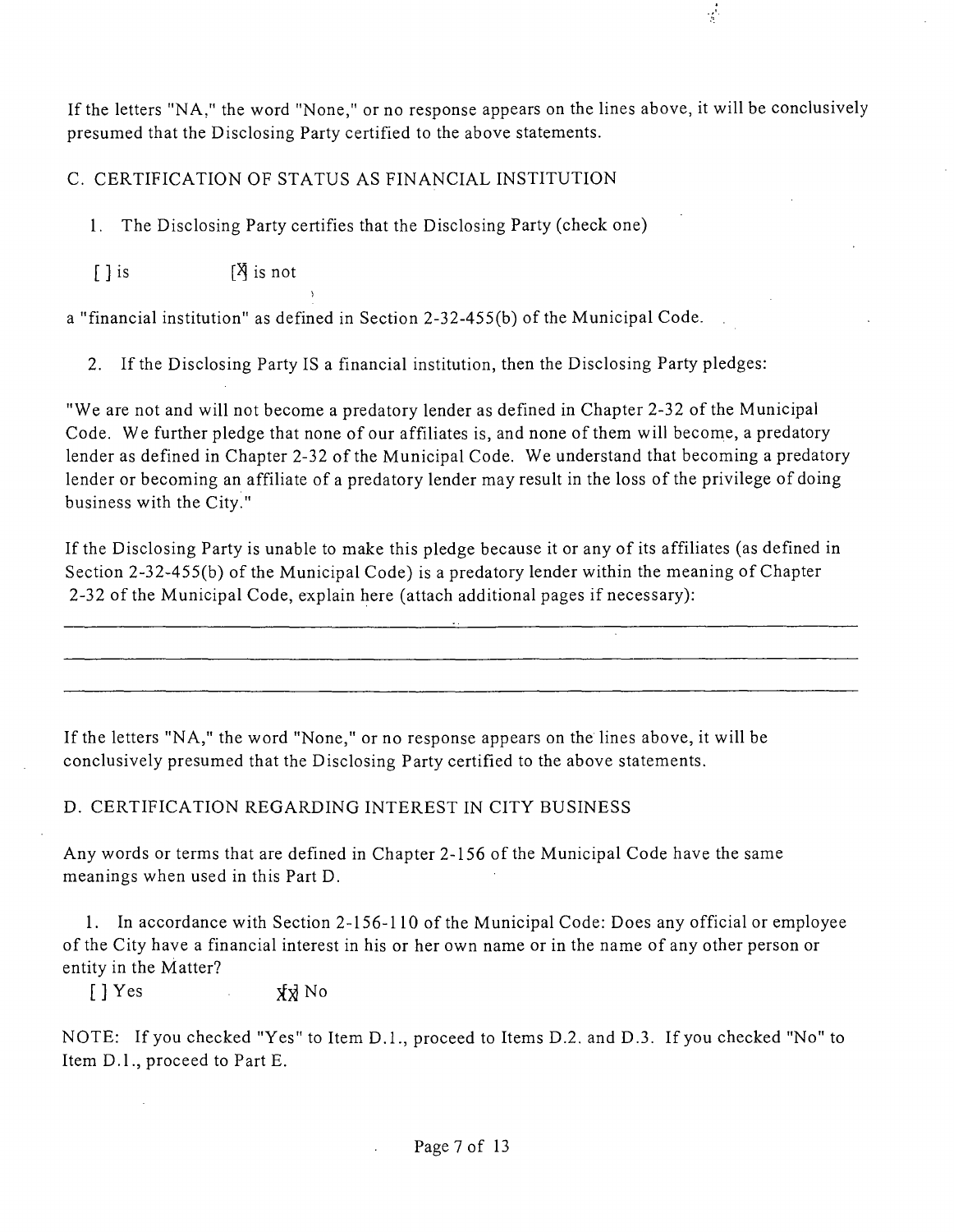If the letters "NA," the word "None," or no response appears on the lines above, it will be conclusively presumed that the Disclosing Party certified to the above statements.

C. CERTIFICATION OF STATUS AS FINANCIAL INSTITUTION

1. The Disclosing Party certifies that the Disclosing Party (check one)

[ ] is [X] is not

a "financial institution" as defined in Section 2-32-455(b) of the Municipal Code.

2. If the Disclosing Party IS a financial institution, then the Disclosing Party pledges:

"We are not and will not become a predatory lender as defined in Chapter 2-32 of the Municipal Code. We further pledge that none of our affiliates is, and none of them will become, a predatory lender as defined in Chapter 2-32 of the Municipal Code. We understand that becoming a predatory lender or becoming an affiliate of a predatory lender may result in the loss of the privilege of doing business with the City."

If the Disclosing Party is unable to make this pledge because it or any of its affiliates (as defined in Section 2-32-455(b) of the Municipal Code) is a predatory lender within the meaning of Chapter 2-32 of the Municipal Code, explain here (attach additional pages if necessary):

If the letters "NA," the word "None," or no response appears on the lines above, it will be conclusively presumed that the Disclosing Party certified to the above statements.

D. CERTIFICATION REGARDING INTEREST IN CITY BUSINESS

Any words or terms that are defined in Chapter 2-156 of the Municipal Code have the same meanings when used in this Part D.

1. In accordance with Section 2-156-110 of the Municipal Code: Does any official or employee of the City have a financial interest in his or her own name or in the name of any other person or entity in the Matter?

[ ] Yes [X] No

NOTE: If you checked "Yes" to Item D.1., proceed to Items D.2. and D.3. If you checked "No" to Item D.1., proceed to Part E.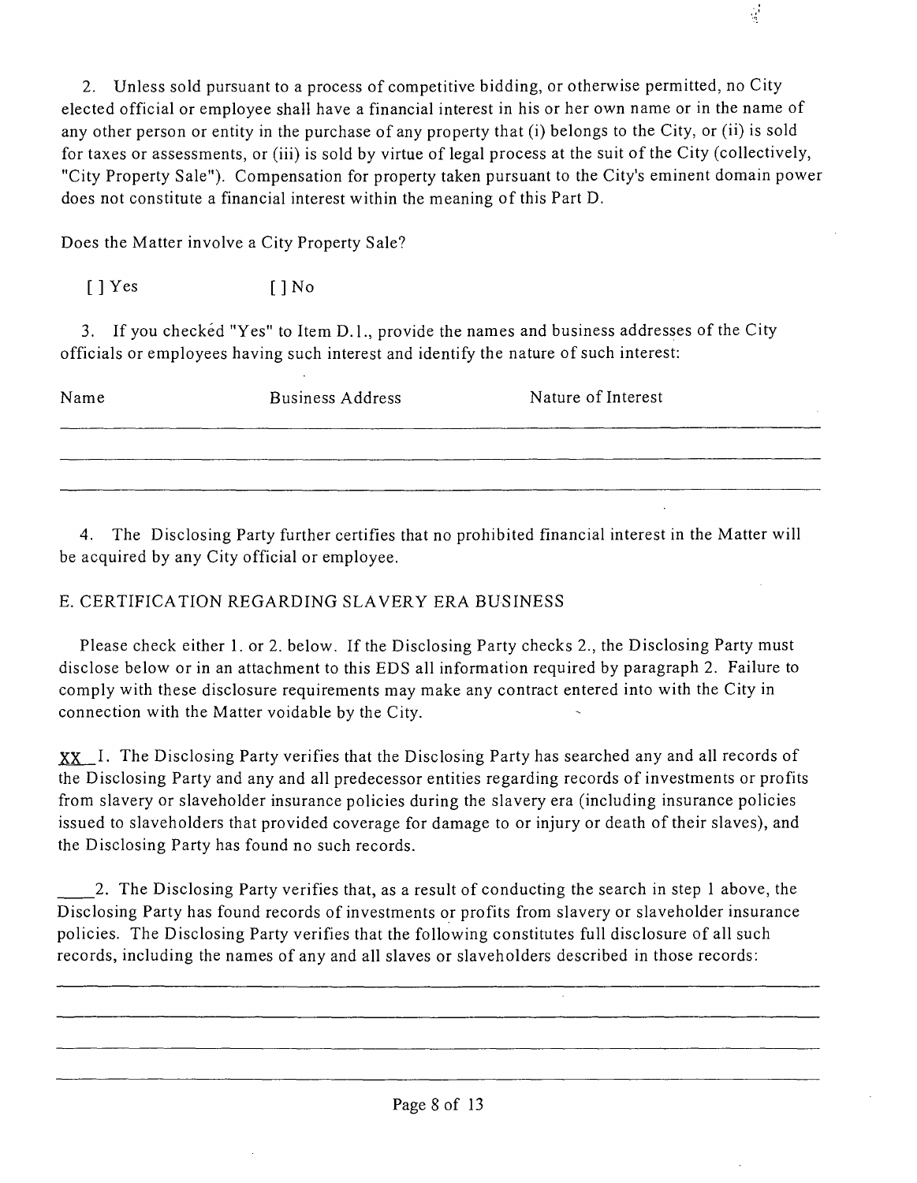2. Unless sold pursuant to a process of competitive bidding, or otherwise permitted, no City elected official or employee shall have a financial interest in his or her own name or in the name of any other person or entity in the purchase of any property that (i) belongs to the City, or (ii) is sold for taxes or assessments, or (iii) is sold by virtue of legal process at the suit of the City (collectively, "City Property Sale"). Compensation for property taken pursuant to the City's eminent domain power does not constitute a financial interest within the meaning of this Part D.

Does the Matter involve a City Property Sale?

[ ] Yes [ ] No

3. If you checked "Yes" to Item D.1., provide the names and business addresses of the City officials or employees having such interest and identify the nature of such interest:

| Name | Business Address | Nature of Interest |
| --- | --- | --- |
| | | |
| | | |
| | | |

4. The Disclosing Party further certifies that no prohibited financial interest in the Matter will be acquired by any City official or employee.

E. CERTIFICATION REGARDING SLAVERY ERA BUSINESS

Please check either 1. or 2. below. If the Disclosing Party checks 2., the Disclosing Party must disclose below or in an attachment to this EDS all information required by paragraph 2. Failure to comply with these disclosure requirements may make any contract entered into with the City in connection with the Matter voidable by the City.

XX 1. The Disclosing Party verifies that the Disclosing Party has searched any and all records of the Disclosing Party and any and all predecessor entities regarding records of investments or profits from slavery or slaveholder insurance policies during the slavery era (including insurance policies issued to slaveholders that provided coverage for damage to or injury or death of their slaves), and the Disclosing Party has found no such records.

____ 2. The Disclosing Party verifies that, as a result of conducting the search in step 1 above, the Disclosing Party has found records of investments or profits from slavery or slaveholder insurance policies. The Disclosing Party verifies that the following constitutes full disclosure of all such records, including the names of any and all slaves or slaveholders described in those records:

________________________________________

________________________________________

________________________________________

________________________________________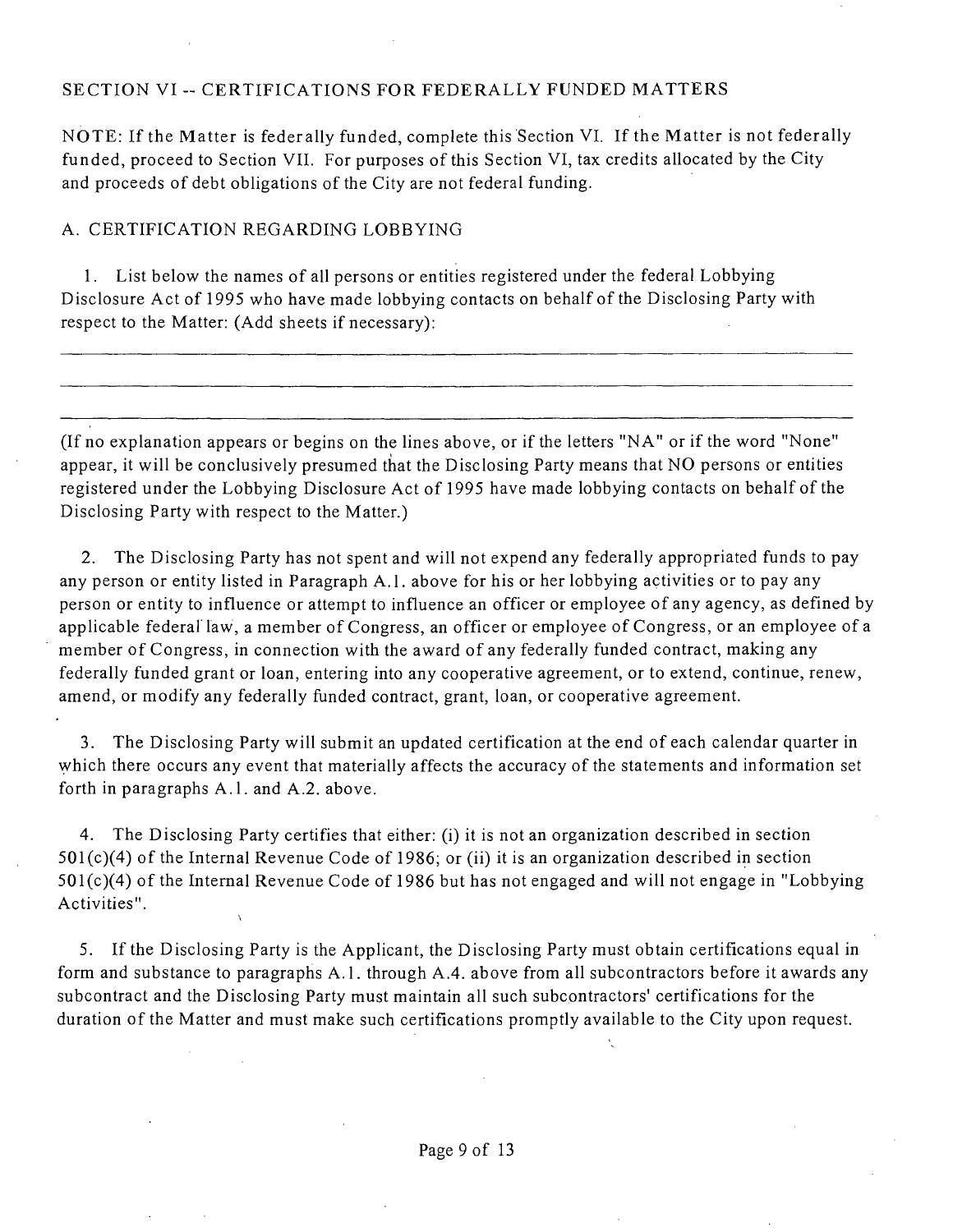## SECTION VI -- CERTIFICATIONS FOR FEDERALLY FUNDED MATTERS

NOTE: If the Matter is federally funded, complete this Section VI. If the Matter is not federally funded, proceed to Section VII. For purposes of this Section VI, tax credits allocated by the City and proceeds of debt obligations of the City are not federal funding.

### A. CERTIFICATION REGARDING LOBBYING

1. List below the names of all persons or entities registered under the federal Lobbying Disclosure Act of 1995 who have made lobbying contacts on behalf of the Disclosing Party with respect to the Matter: (Add sheets if necessary):

_______________________________________________________________________________

_______________________________________________________________________________

_______________________________________________________________________________

(If no explanation appears or begins on the lines above, or if the letters "NA" or if the word "None" appear, it will be conclusively presumed that the Disclosing Party means that NO persons or entities registered under the Lobbying Disclosure Act of 1995 have made lobbying contacts on behalf of the Disclosing Party with respect to the Matter.)

2. The Disclosing Party has not spent and will not expend any federally appropriated funds to pay any person or entity listed in Paragraph A.1. above for his or her lobbying activities or to pay any person or entity to influence or attempt to influence an officer or employee of any agency, as defined by applicable federal law, a member of Congress, an officer or employee of Congress, or an employee of a member of Congress, in connection with the award of any federally funded contract, making any federally funded grant or loan, entering into any cooperative agreement, or to extend, continue, renew, amend, or modify any federally funded contract, grant, loan, or cooperative agreement.

3. The Disclosing Party will submit an updated certification at the end of each calendar quarter in which there occurs any event that materially affects the accuracy of the statements and information set forth in paragraphs A.1. and A.2. above.

4. The Disclosing Party certifies that either: (i) it is not an organization described in section 501(c)(4) of the Internal Revenue Code of 1986; or (ii) it is an organization described in section 501(c)(4) of the Internal Revenue Code of 1986 but has not engaged and will not engage in "Lobbying Activities".

5. If the Disclosing Party is the Applicant, the Disclosing Party must obtain certifications equal in form and substance to paragraphs A.1. through A.4. above from all subcontractors before it awards any subcontract and the Disclosing Party must maintain all such subcontractors' certifications for the duration of the Matter and must make such certifications promptly available to the City upon request.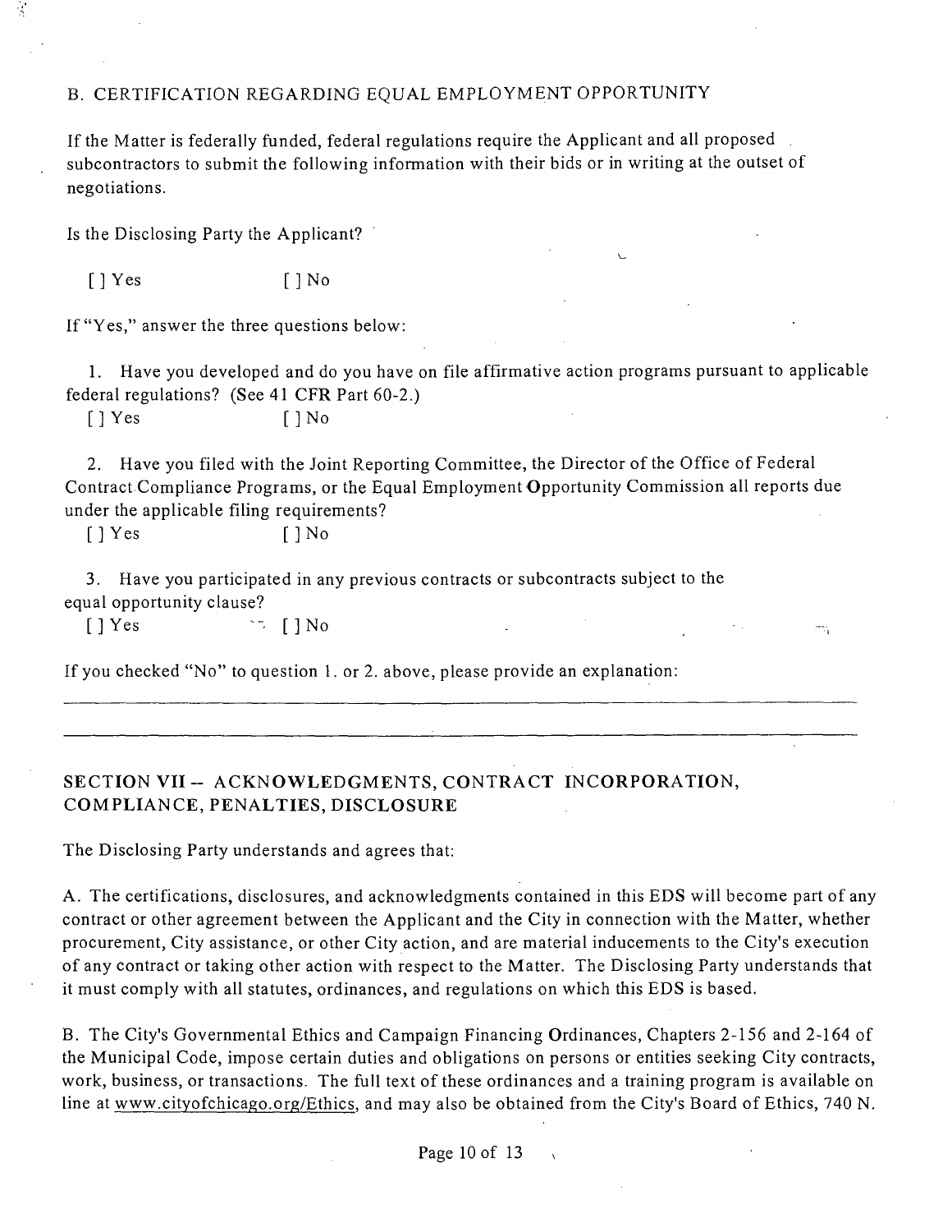B. CERTIFICATION REGARDING EQUAL EMPLOYMENT OPPORTUNITY

If the Matter is federally funded, federal regulations require the Applicant and all proposed subcontractors to submit the following information with their bids or in writing at the outset of negotiations.

Is the Disclosing Party the Applicant?

[ ] Yes [ ] No

If "Yes," answer the three questions below:

1. Have you developed and do you have on file affirmative action programs pursuant to applicable federal regulations? (See 41 CFR Part 60-2.)

   [ ] Yes [ ] No

2. Have you filed with the Joint Reporting Committee, the Director of the Office of Federal Contract Compliance Programs, or the Equal Employment Opportunity Commission all reports due under the applicable filing requirements?

   [ ] Yes [ ] No

3. Have you participated in any previous contracts or subcontracts subject to the equal opportunity clause?

   [ ] Yes [ ] No

If you checked "No" to question 1. or 2. above, please provide an explanation:

______________________________________________________________________________

______________________________________________________________________________

## SECTION VII -- ACKNOWLEDGMENTS, CONTRACT INCORPORATION, COMPLIANCE, PENALTIES, DISCLOSURE

The Disclosing Party understands and agrees that:

A. The certifications, disclosures, and acknowledgments contained in this EDS will become part of any contract or other agreement between the Applicant and the City in connection with the Matter, whether procurement, City assistance, or other City action, and are material inducements to the City's execution of any contract or taking other action with respect to the Matter. The Disclosing Party understands that it must comply with all statutes, ordinances, and regulations on which this EDS is based.

B. The City's Governmental Ethics and Campaign Financing Ordinances, Chapters 2-156 and 2-164 of the Municipal Code, impose certain duties and obligations on persons or entities seeking City contracts, work, business, or transactions. The full text of these ordinances and a training program is available on line at www.cityofchicago.org/Ethics, and may also be obtained from the City's Board of Ethics, 740 N.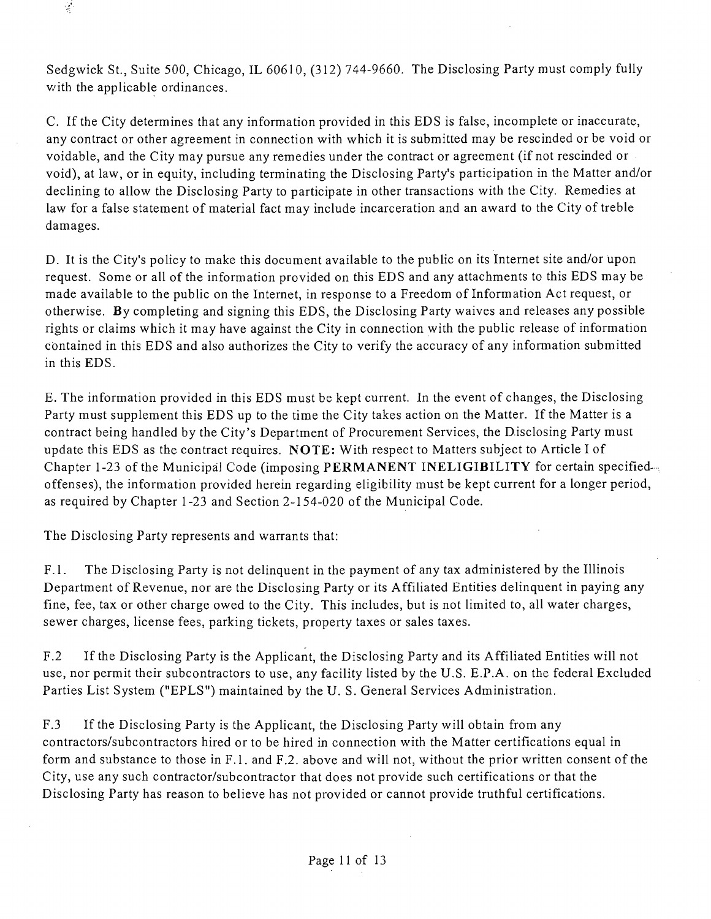Sedgwick St., Suite 500, Chicago, IL 60610, (312) 744-9660. The Disclosing Party must comply fully with the applicable ordinances.

C. If the City determines that any information provided in this EDS is false, incomplete or inaccurate, any contract or other agreement in connection with which it is submitted may be rescinded or be void or voidable, and the City may pursue any remedies under the contract or agreement (if not rescinded or void), at law, or in equity, including terminating the Disclosing Party's participation in the Matter and/or declining to allow the Disclosing Party to participate in other transactions with the City. Remedies at law for a false statement of material fact may include incarceration and an award to the City of treble damages.

D. It is the City's policy to make this document available to the public on its Internet site and/or upon request. Some or all of the information provided on this EDS and any attachments to this EDS may be made available to the public on the Internet, in response to a Freedom of Information Act request, or otherwise. **By completing and signing this EDS, the Disclosing Party waives and releases any possible rights or claims which it may have against the City in connection with the public release of information contained in this EDS and also authorizes the City to verify the accuracy of any information submitted in this EDS.**

E. The information provided in this EDS must be kept current. In the event of changes, the Disclosing Party must supplement this EDS up to the time the City takes action on the Matter. If the Matter is a contract being handled by the City's Department of Procurement Services, the Disclosing Party must update this EDS as the contract requires. **NOTE:** With respect to Matters subject to Article I of Chapter 1-23 of the Municipal Code (imposing **PERMANENT INELIGIBILITY** for certain specified offenses), the information provided herein regarding eligibility must be kept current for a longer period, as required by Chapter 1-23 and Section 2-154-020 of the Municipal Code.

The Disclosing Party represents and warrants that:

F.1. The Disclosing Party is not delinquent in the payment of any tax administered by the Illinois Department of Revenue, nor are the Disclosing Party or its Affiliated Entities delinquent in paying any fine, fee, tax or other charge owed to the City. This includes, but is not limited to, all water charges, sewer charges, license fees, parking tickets, property taxes or sales taxes.

F.2 If the Disclosing Party is the Applicant, the Disclosing Party and its Affiliated Entities will not use, nor permit their subcontractors to use, any facility listed by the U.S. E.P.A. on the federal Excluded Parties List System ("EPLS") maintained by the U. S. General Services Administration.

F.3 If the Disclosing Party is the Applicant, the Disclosing Party will obtain from any contractors/subcontractors hired or to be hired in connection with the Matter certifications equal in form and substance to those in F.1. and F.2. above and will not, without the prior written consent of the City, use any such contractor/subcontractor that does not provide such certifications or that the Disclosing Party has reason to believe has not provided or cannot provide truthful certifications.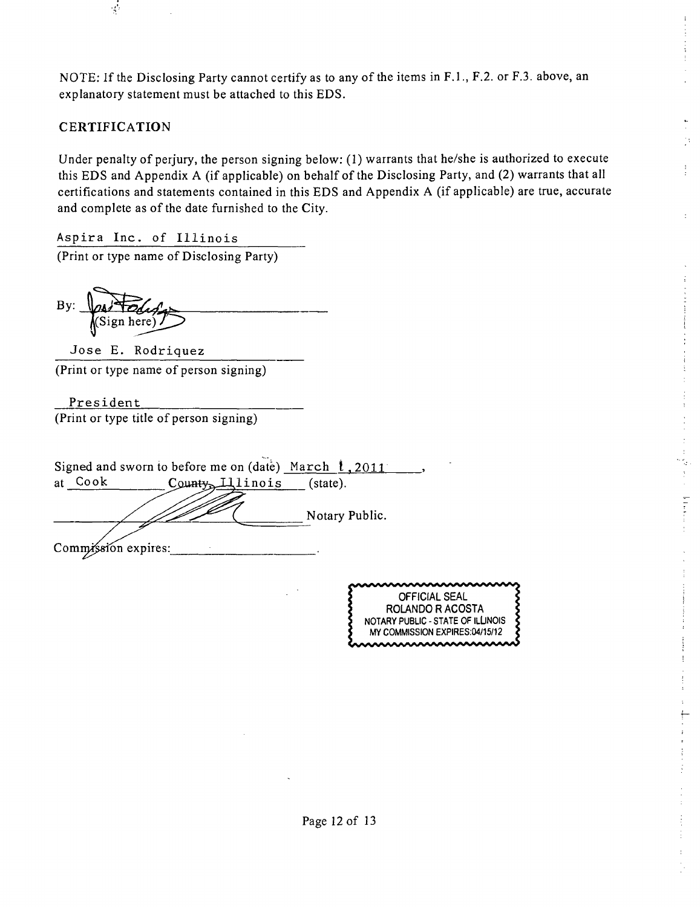NOTE: If the Disclosing Party cannot certify as to any of the items in F.1., F.2. or F.3. above, an explanatory statement must be attached to this EDS.

## CERTIFICATION

Under penalty of perjury, the person signing below: (1) warrants that he/she is authorized to execute this EDS and Appendix A (if applicable) on behalf of the Disclosing Party, and (2) warrants that all certifications and statements contained in this EDS and Appendix A (if applicable) are true, accurate and complete as of the date furnished to the City.

Aspira Inc. of Illinois
(Print or type name of Disclosing Party)

By: ______________________
(Sign here)

Jose E. Rodriquez
(Print or type name of person signing)

President
(Print or type title of person signing)

Signed and sworn to before me on (date) March 1, 2011,
at Cook County, Illinois (state).

______________________ Notary Public.

Commission expires: ______________________.

OFFICIAL SEAL
ROLANDO R ACOSTA
NOTARY PUBLIC - STATE OF ILLINOIS
MY COMMISSION EXPIRES:04/15/12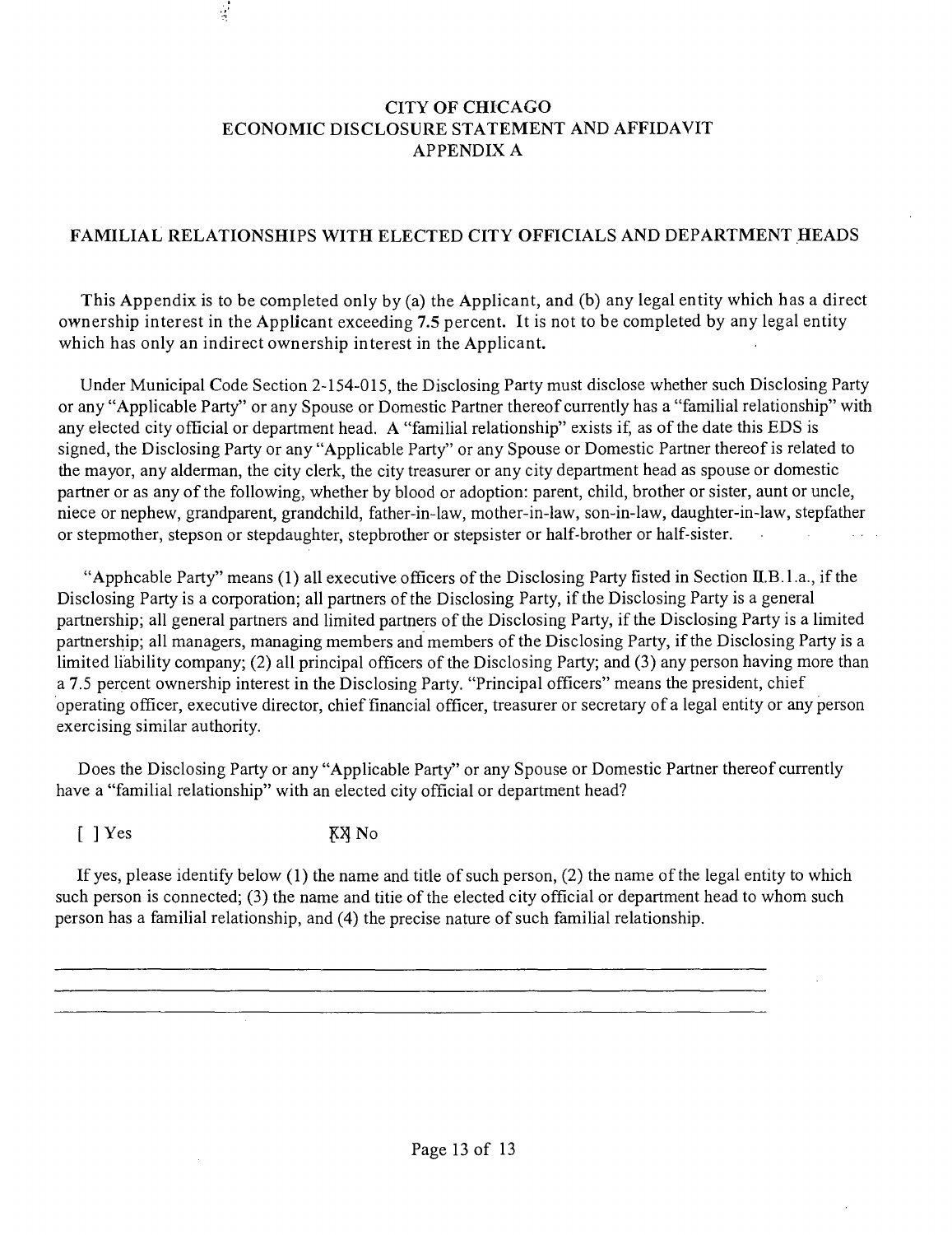# CITY OF CHICAGO
# ECONOMIC DISCLOSURE STATEMENT AND AFFIDAVIT
# APPENDIX A

## FAMILIAL RELATIONSHIPS WITH ELECTED CITY OFFICIALS AND DEPARTMENT HEADS

This Appendix is to be completed only by (a) the Applicant, and (b) any legal entity which has a direct ownership interest in the Applicant exceeding 7.5 percent. It is not to be completed by any legal entity which has only an indirect ownership interest in the Applicant.

Under Municipal Code Section 2-154-015, the Disclosing Party must disclose whether such Disclosing Party or any "Applicable Party" or any Spouse or Domestic Partner thereof currently has a "familial relationship" with any elected city official or department head. A "familial relationship" exists if, as of the date this EDS is signed, the Disclosing Party or any "Applicable Party" or any Spouse or Domestic Partner thereof is related to the mayor, any alderman, the city clerk, the city treasurer or any city department head as spouse or domestic partner or as any of the following, whether by blood or adoption: parent, child, brother or sister, aunt or uncle, niece or nephew, grandparent, grandchild, father-in-law, mother-in-law, son-in-law, daughter-in-law, stepfather or stepmother, stepson or stepdaughter, stepbrother or stepsister or half-brother or half-sister.

"Apphcable Party" means (1) all executive officers of the Disclosing Party fisted in Section II.B.1.a., if the Disclosing Party is a corporation; all partners of the Disclosing Party, if the Disclosing Party is a general partnership; all general partners and limited partners of the Disclosing Party, if the Disclosing Party is a limited partnership; all managers, managing members and members of the Disclosing Party, if the Disclosing Party is a limited liability company; (2) all principal officers of the Disclosing Party; and (3) any person having more than a 7.5 percent ownership interest in the Disclosing Party. "Principal officers" means the president, chief operating officer, executive director, chief financial officer, treasurer or secretary of a legal entity or any person exercising similar authority.

Does the Disclosing Party or any "Applicable Party" or any Spouse or Domestic Partner thereof currently have a "familial relationship" with an elected city official or department head?

[ ] Yes [X] No

If yes, please identify below (1) the name and title of such person, (2) the name of the legal entity to which such person is connected; (3) the name and titie of the elected city official or department head to whom such person has a familial relationship, and (4) the precise nature of such familial relationship.

_______________________________________________________________________________

_______________________________________________________________________________

_______________________________________________________________________________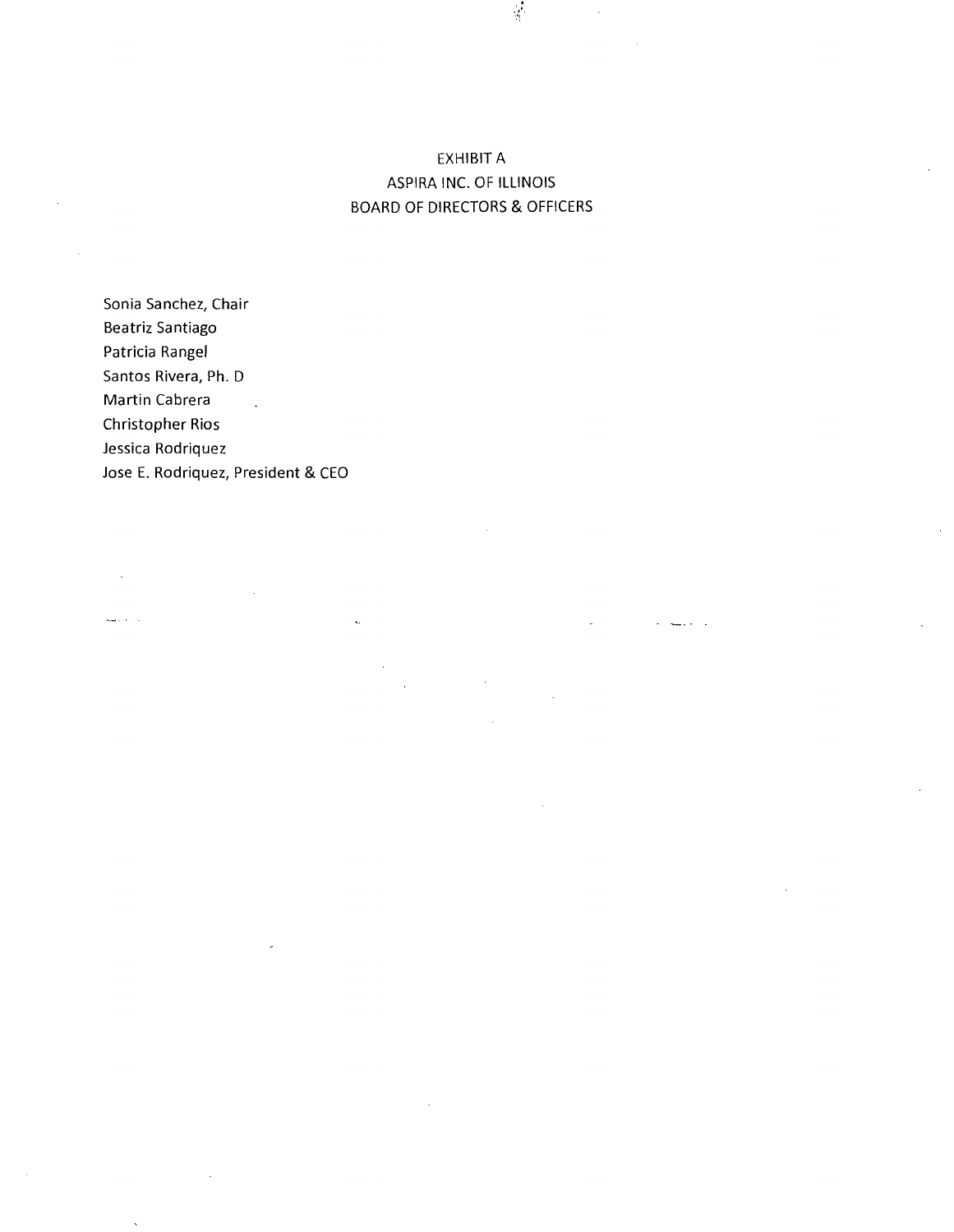# EXHIBIT A
## ASPIRA INC. OF ILLINOIS
## BOARD OF DIRECTORS & OFFICERS

Sonia Sanchez, Chair
Beatriz Santiago
Patricia Rangel
Santos Rivera, Ph. D
Martin Cabrera
Christopher Rios
Jessica Rodriquez
Jose E. Rodriquez, President & CEO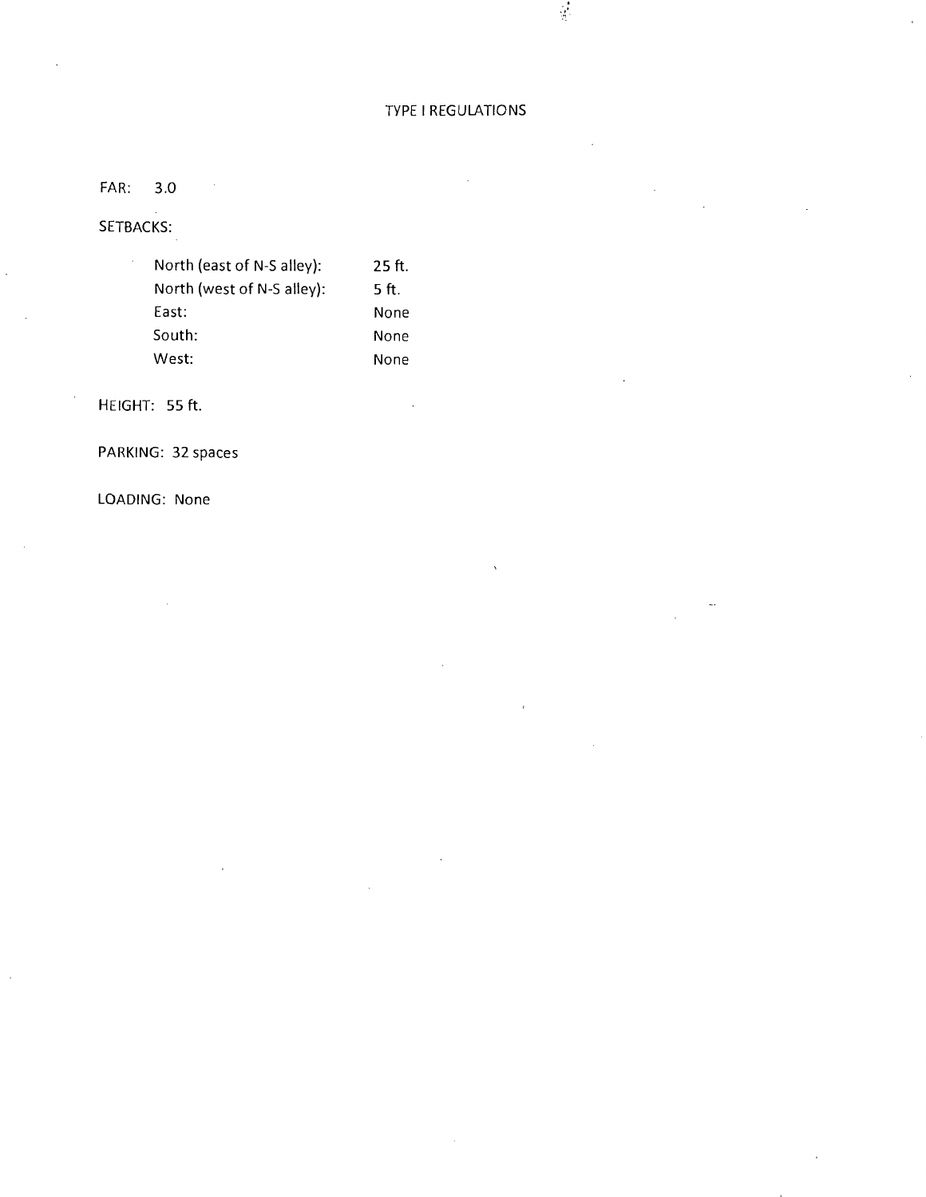# TYPE I REGULATIONS

FAR: 3.0

SETBACKS:

| | |
|---|---|
| North (east of N-S alley): | 25 ft. |
| North (west of N-S alley): | 5 ft. |
| East: | None |
| South: | None |
| West: | None |

HEIGHT: 55 ft.

PARKING: 32 spaces

LOADING: None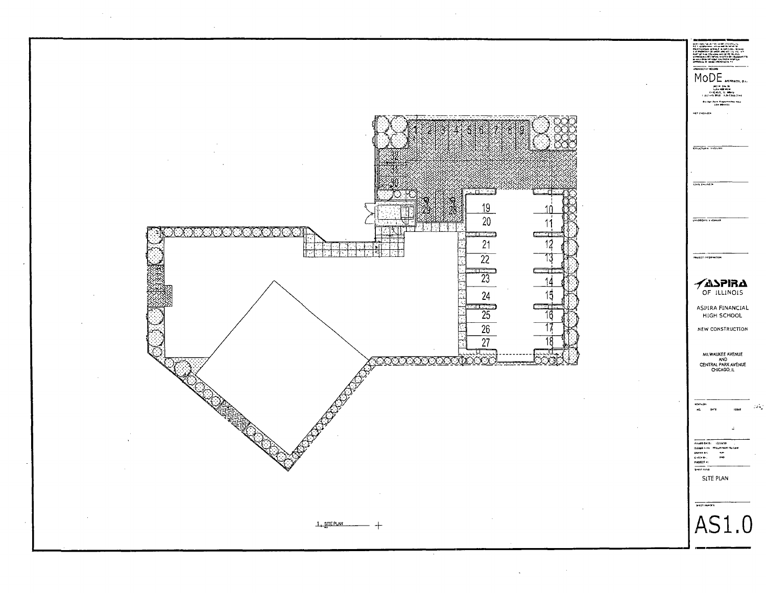1 SITE PLAN

MoDE ARCHITECTS, LLC

ASPIRA OF ILLINOIS

ASPIRA FINANCIAL HIGH SCHOOL

NEW CONSTRUCTION

MILWAUKEE AVENUE AND CENTRAL PARK AVENUE CHICAGO, IL

SITE PLAN

AS1.0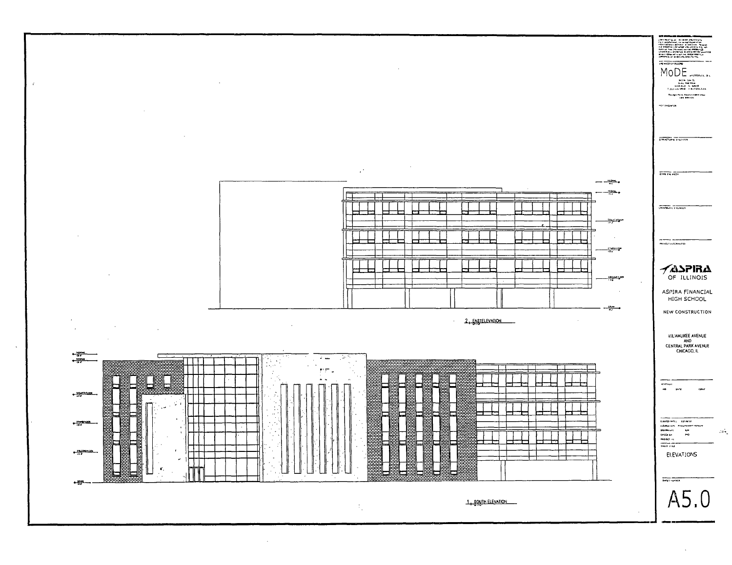2. EAST ELEVATION

1. SOUTH ELEVATION

ARCHITECT OF RECORD

MoDE ARCHITECTS, P.C.

MEP ENGINEER

STRUCTURAL ENGINEER

CIVIL ENGINEER

LANDSCAPE ENGINEER

PROJECT INFORMATION

ASPIRA OF ILLINOIS

ASPIRA FINANCIAL HIGH SCHOOL

NEW CONSTRUCTION

MILWAUKEE AVENUE
AND
CENTRAL PARK AVENUE
CHICAGO, IL

REVISIONS

| NO | DATE | ISSUE |
|---|---|---|

SHEET TITLE

ELEVATIONS

SHEET NUMBER

A5.0